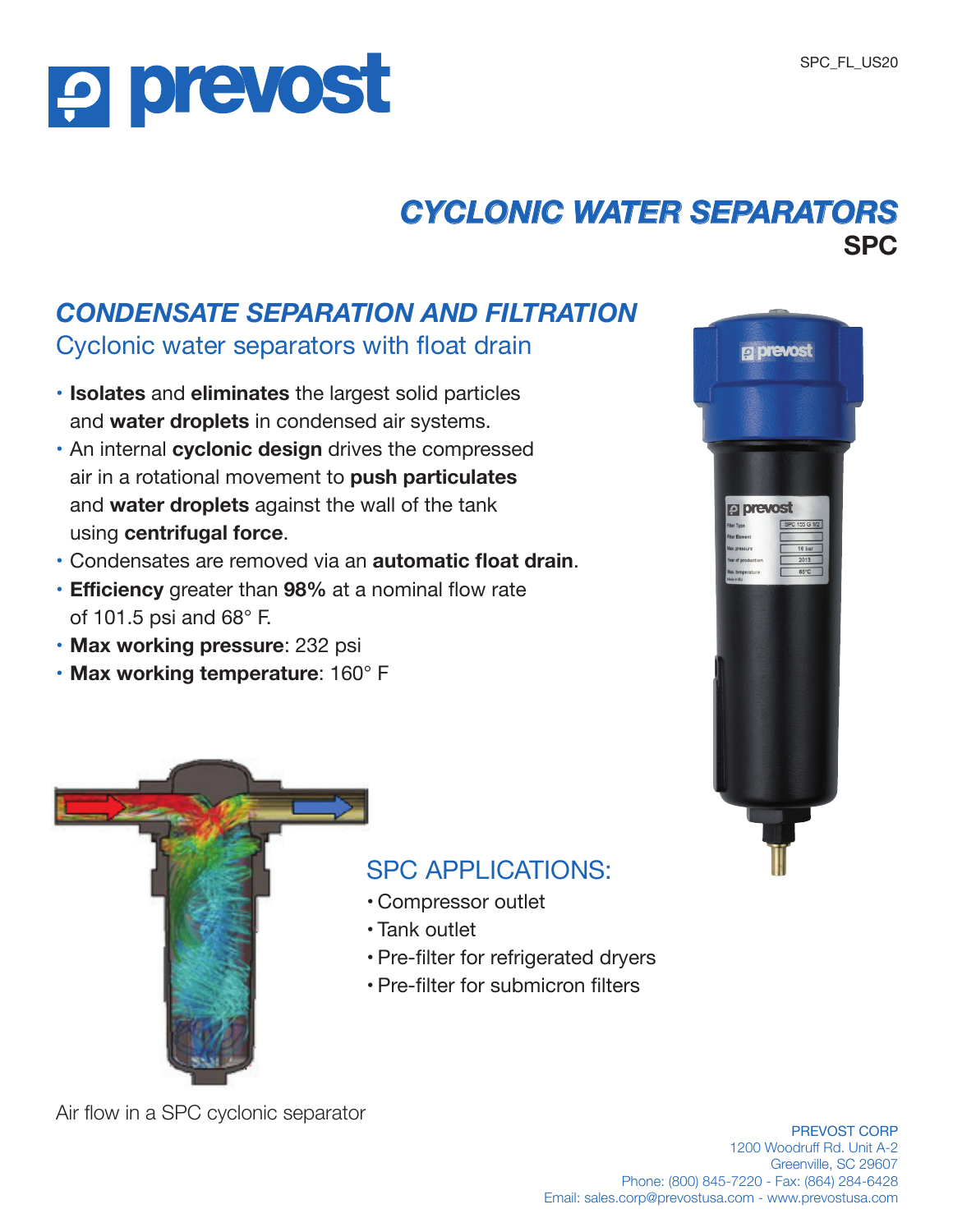# prevost

SPC_FL_US20

## CYCLONIC WATER SEPARATORS

**SPC**

### CONDENSATE SEPARATION AND FILTRATION

Cyclonic water separators with float drain

- **Isolates** and **eliminates** the largest solid particles and **water droplets** in condensed air systems.
- An internal **cyclonic design** drives the compressed air in a rotational movement to **push particulates** and **water droplets** against the wall of the tank using **centrifugal force**.
- Condensates are removed via an **automatic float drain**.
- **Efficiency** greater than **98%** at a nominal flow rate of 101.5 psi and 68° F.
- **Max working pressure**: 232 psi
- **Max working temperature**: 160° F

### SPC APPLICATIONS:

- Compressor outlet
- Tank outlet
- Pre-filter for refrigerated dryers
- Pre-filter for submicron filters

Air flow in a SPC cyclonic separator

PREVOST CORP
1200 Woodruff Rd. Unit A-2
Greenville, SC 29607
Phone: (800) 845-7220 - Fax: (864) 284-6428
Email: sales.corp@prevostusa.com - www.prevostusa.com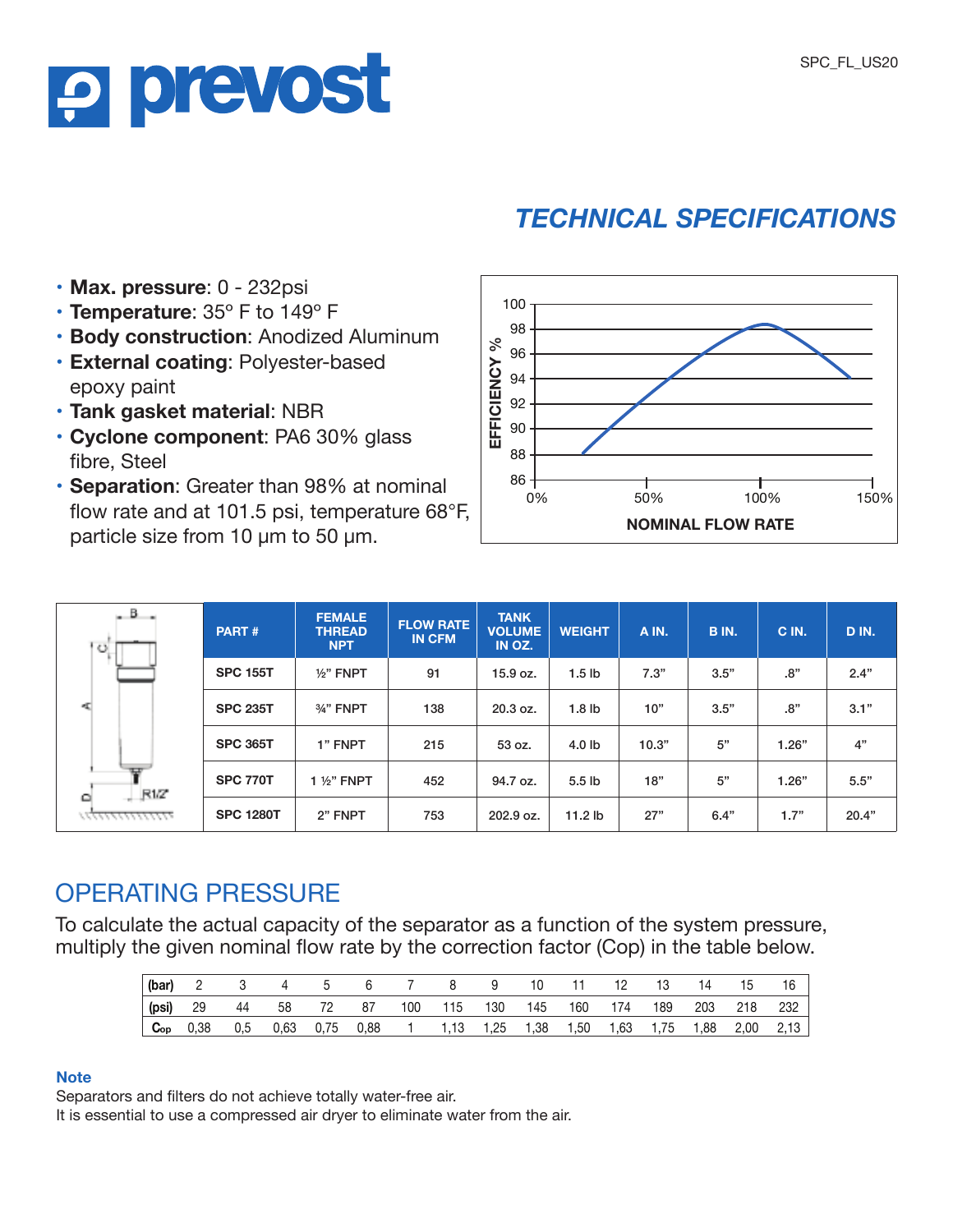# TECHNICAL SPECIFICATIONS

- **Max. pressure**: 0 - 232psi
- **Temperature**: 35° F to 149° F
- **Body construction**: Anodized Aluminum
- **External coating**: Polyester-based epoxy paint
- **Tank gasket material**: NBR
- **Cyclone component**: PA6 30% glass fibre, Steel
- **Separation**: Greater than 98% at nominal flow rate and at 101.5 psi, temperature 68°F, particle size from 10 µm to 50 µm.

EFFICIENCY %
100
98
96
94
92
90
88
86
0%
50%
100%
150%
NOMINAL FLOW RATE

B
C
A
D
R1/2"

| PART # | FEMALE THREAD NPT | FLOW RATE IN CFM | TANK VOLUME IN OZ. | WEIGHT | A IN. | B IN. | C IN. | D IN. |
|---|---|---|---|---|---|---|---|---|
| SPC 155T | ½" FNPT | 91 | 15.9 oz. | 1.5 lb | 7.3" | 3.5" | .8" | 2.4" |
| SPC 235T | ¾" FNPT | 138 | 20.3 oz. | 1.8 lb | 10" | 3.5" | .8" | 3.1" |
| SPC 365T | 1" FNPT | 215 | 53 oz. | 4.0 lb | 10.3" | 5" | 1.26" | 4" |
| SPC 770T | 1 ½" FNPT | 452 | 94.7 oz. | 5.5 lb | 18" | 5" | 1.26" | 5.5" |
| SPC 1280T | 2" FNPT | 753 | 202.9 oz. | 11.2 lb | 27" | 6.4" | 1.7" | 20.4" |

## OPERATING PRESSURE

To calculate the actual capacity of the separator as a function of the system pressure, multiply the given nominal flow rate by the correction factor (Cop) in the table below.

| (bar) | 2 | 3 | 4 | 5 | 6 | 7 | 8 | 9 | 10 | 11 | 12 | 13 | 14 | 15 | 16 |
|---|---|---|---|---|---|---|---|---|---|---|---|---|---|---|---|
| (psi) | 29 | 44 | 58 | 72 | 87 | 100 | 115 | 130 | 145 | 160 | 174 | 189 | 203 | 218 | 232 |
| $C_{op}$ | 0,38 | 0,5 | 0,63 | 0,75 | 0,88 | 1 | 1,13 | 1,25 | 1,38 | 1,50 | 1,63 | 1,75 | 1,88 | 2,00 | 2,13 |

**Note**

Separators and filters do not achieve totally water-free air.
It is essential to use a compressed air dryer to eliminate water from the air.